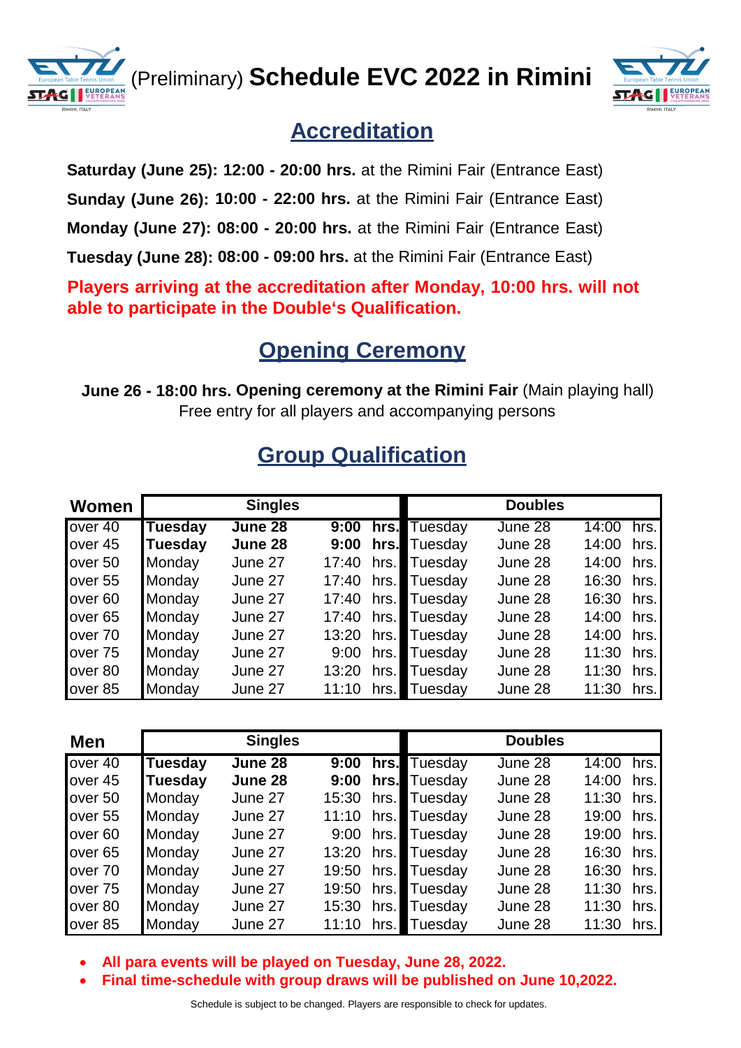# (Preliminary) **Schedule EVC 2022 in Rimini**

## Accreditation

**Saturday (June 25): 12:00 - 20:00 hrs.** at the Rimini Fair (Entrance East)

**Sunday (June 26): 10:00 - 22:00 hrs.** at the Rimini Fair (Entrance East)

**Monday (June 27): 08:00 - 20:00 hrs.** at the Rimini Fair (Entrance East)

**Tuesday (June 28): 08:00 - 09:00 hrs.** at the Rimini Fair (Entrance East)

**Players arriving at the accreditation after Monday, 10:00 hrs. will not able to participate in the Double's Qualification.**

## Opening Ceremony

**June 26 - 18:00 hrs. Opening ceremony at the Rimini Fair** (Main playing hall)
Free entry for all players and accompanying persons

## Group Qualification

| **Women** | **Singles** | | | | **Doubles** | | | |
|---|---|---|---|---|---|---|---|---|
| over 40 | **Tuesday** | **June 28** | **9:00** | **hrs.** | Tuesday | June 28 | 14:00 | hrs. |
| over 45 | **Tuesday** | **June 28** | **9:00** | **hrs.** | Tuesday | June 28 | 14:00 | hrs. |
| over 50 | Monday | June 27 | 17:40 | hrs. | Tuesday | June 28 | 14:00 | hrs. |
| over 55 | Monday | June 27 | 17:40 | hrs. | Tuesday | June 28 | 16:30 | hrs. |
| over 60 | Monday | June 27 | 17:40 | hrs. | Tuesday | June 28 | 16:30 | hrs. |
| over 65 | Monday | June 27 | 17:40 | hrs. | Tuesday | June 28 | 14:00 | hrs. |
| over 70 | Monday | June 27 | 13:20 | hrs. | Tuesday | June 28 | 14:00 | hrs. |
| over 75 | Monday | June 27 | 9:00 | hrs. | Tuesday | June 28 | 11:30 | hrs. |
| over 80 | Monday | June 27 | 13:20 | hrs. | Tuesday | June 28 | 11:30 | hrs. |
| over 85 | Monday | June 27 | 11:10 | hrs. | Tuesday | June 28 | 11:30 | hrs. |

| **Men** | **Singles** | | | | **Doubles** | | | |
|---|---|---|---|---|---|---|---|---|
| over 40 | **Tuesday** | **June 28** | **9:00** | **hrs.** | Tuesday | June 28 | 14:00 | hrs. |
| over 45 | **Tuesday** | **June 28** | **9:00** | **hrs.** | Tuesday | June 28 | 14:00 | hrs. |
| over 50 | Monday | June 27 | 15:30 | hrs. | Tuesday | June 28 | 11:30 | hrs. |
| over 55 | Monday | June 27 | 11:10 | hrs. | Tuesday | June 28 | 19:00 | hrs. |
| over 60 | Monday | June 27 | 9:00 | hrs. | Tuesday | June 28 | 19:00 | hrs. |
| over 65 | Monday | June 27 | 13:20 | hrs. | Tuesday | June 28 | 16:30 | hrs. |
| over 70 | Monday | June 27 | 19:50 | hrs. | Tuesday | June 28 | 16:30 | hrs. |
| over 75 | Monday | June 27 | 19:50 | hrs. | Tuesday | June 28 | 11:30 | hrs. |
| over 80 | Monday | June 27 | 15:30 | hrs. | Tuesday | June 28 | 11:30 | hrs. |
| over 85 | Monday | June 27 | 11:10 | hrs. | Tuesday | June 28 | 11:30 | hrs. |

- **All para events will be played on Tuesday, June 28, 2022.**
- **Final time-schedule with group draws will be published on June 10,2022.**

Schedule is subject to be changed. Players are responsible to check for updates.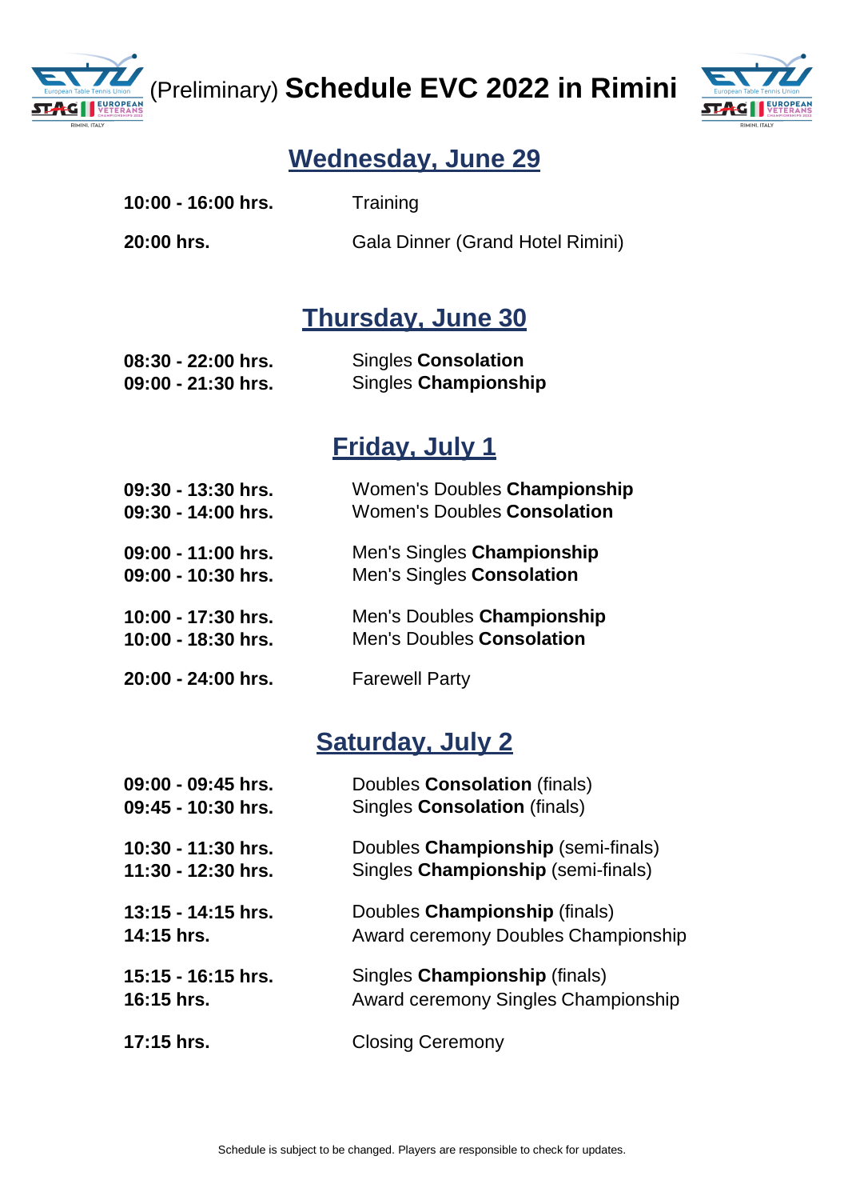# (Preliminary) **Schedule EVC 2022 in Rimini**

## Wednesday, June 29

**10:00 - 16:00 hrs.** Training

**20:00 hrs.** Gala Dinner (Grand Hotel Rimini)

## Thursday, June 30

**08:30 - 22:00 hrs.** Singles **Consolation**
**09:00 - 21:30 hrs.** Singles **Championship**

## Friday, July 1

**09:30 - 13:30 hrs.** Women's Doubles **Championship**
**09:30 - 14:00 hrs.** Women's Doubles **Consolation**

**09:00 - 11:00 hrs.** Men's Singles **Championship**
**09:00 - 10:30 hrs.** Men's Singles **Consolation**

**10:00 - 17:30 hrs.** Men's Doubles **Championship**
**10:00 - 18:30 hrs.** Men's Doubles **Consolation**

**20:00 - 24:00 hrs.** Farewell Party

## Saturday, July 2

**09:00 - 09:45 hrs.** Doubles **Consolation** (finals)
**09:45 - 10:30 hrs.** Singles **Consolation** (finals)

**10:30 - 11:30 hrs.** Doubles **Championship** (semi-finals)
**11:30 - 12:30 hrs.** Singles **Championship** (semi-finals)

**13:15 - 14:15 hrs.** Doubles **Championship** (finals)
**14:15 hrs.** Award ceremony Doubles Championship

**15:15 - 16:15 hrs.** Singles **Championship** (finals)
**16:15 hrs.** Award ceremony Singles Championship

**17:15 hrs.** Closing Ceremony

Schedule is subject to be changed. Players are responsible to check for updates.